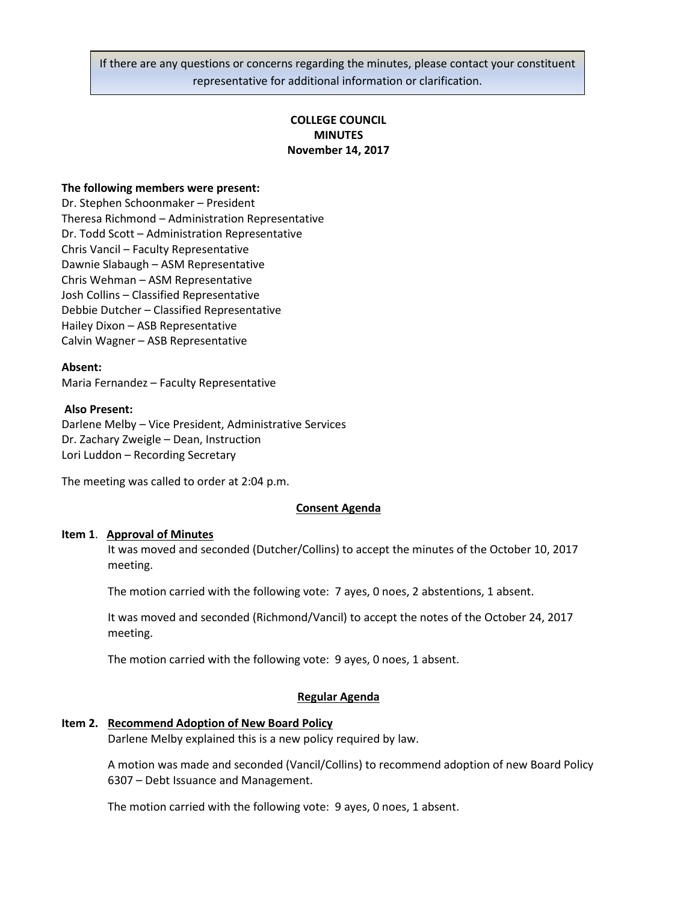If there are any questions or concerns regarding the minutes, please contact your constituent representative for additional information or clarification.

# COLLEGE COUNCIL
# MINUTES
# November 14, 2017

**The following members were present:**
Dr. Stephen Schoonmaker – President
Theresa Richmond – Administration Representative
Dr. Todd Scott – Administration Representative
Chris Vancil – Faculty Representative
Dawnie Slabaugh – ASM Representative
Chris Wehman – ASM Representative
Josh Collins – Classified Representative
Debbie Dutcher – Classified Representative
Hailey Dixon – ASB Representative
Calvin Wagner – ASB Representative

**Absent:**
Maria Fernandez – Faculty Representative

**Also Present:**
Darlene Melby – Vice President, Administrative Services
Dr. Zachary Zweigle – Dean, Instruction
Lori Luddon – Recording Secretary

The meeting was called to order at 2:04 p.m.

## Consent Agenda

**Item 1. Approval of Minutes**

It was moved and seconded (Dutcher/Collins) to accept the minutes of the October 10, 2017 meeting.

The motion carried with the following vote: 7 ayes, 0 noes, 2 abstentions, 1 absent.

It was moved and seconded (Richmond/Vancil) to accept the notes of the October 24, 2017 meeting.

The motion carried with the following vote: 9 ayes, 0 noes, 1 absent.

## Regular Agenda

**Item 2. Recommend Adoption of New Board Policy**

Darlene Melby explained this is a new policy required by law.

A motion was made and seconded (Vancil/Collins) to recommend adoption of new Board Policy 6307 – Debt Issuance and Management.

The motion carried with the following vote: 9 ayes, 0 noes, 1 absent.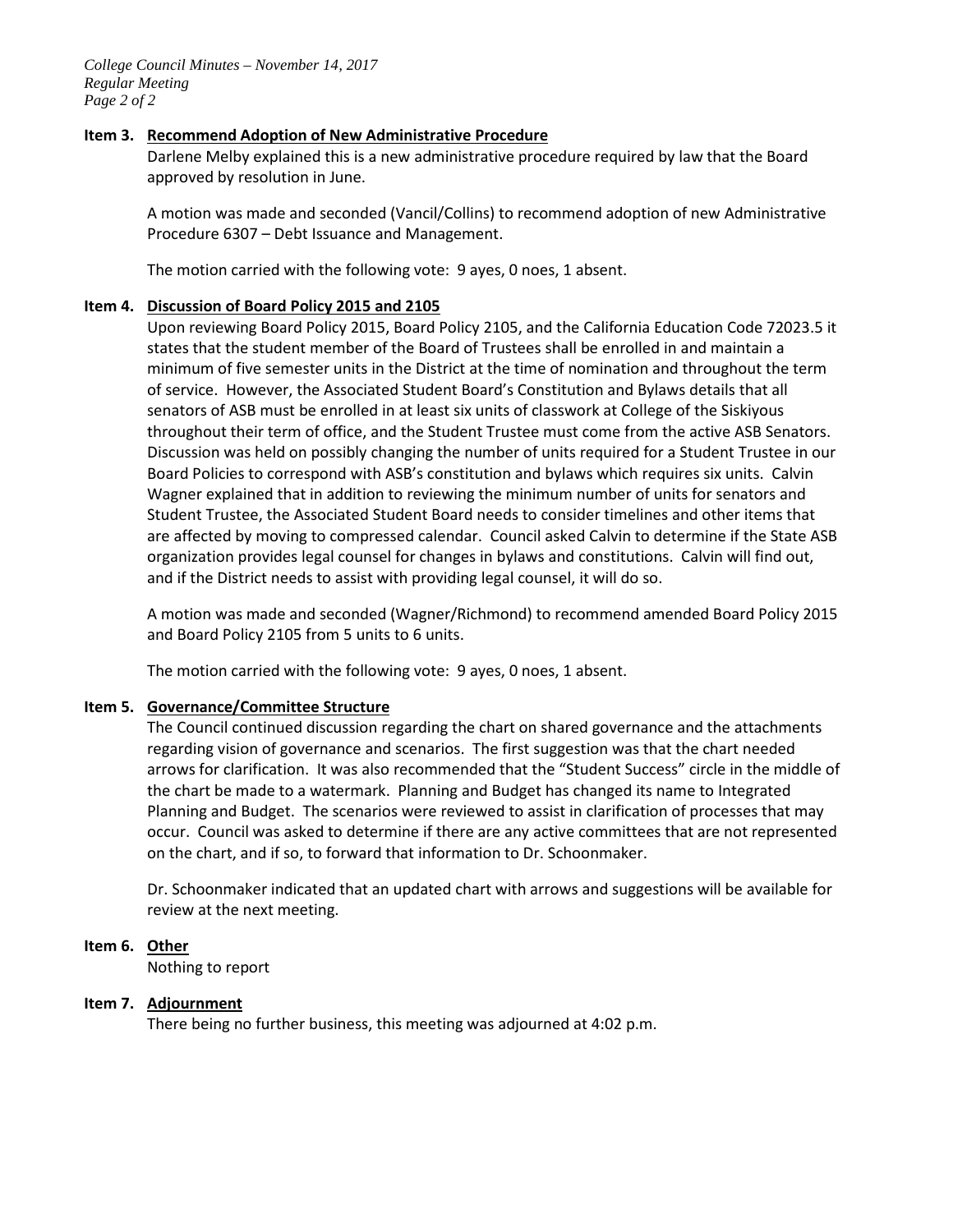**Item 3. Recommend Adoption of New Administrative Procedure**

Darlene Melby explained this is a new administrative procedure required by law that the Board approved by resolution in June.

A motion was made and seconded (Vancil/Collins) to recommend adoption of new Administrative Procedure 6307 – Debt Issuance and Management.

The motion carried with the following vote: 9 ayes, 0 noes, 1 absent.

**Item 4. Discussion of Board Policy 2015 and 2105**

Upon reviewing Board Policy 2015, Board Policy 2105, and the California Education Code 72023.5 it states that the student member of the Board of Trustees shall be enrolled in and maintain a minimum of five semester units in the District at the time of nomination and throughout the term of service. However, the Associated Student Board's Constitution and Bylaws details that all senators of ASB must be enrolled in at least six units of classwork at College of the Siskiyous throughout their term of office, and the Student Trustee must come from the active ASB Senators. Discussion was held on possibly changing the number of units required for a Student Trustee in our Board Policies to correspond with ASB's constitution and bylaws which requires six units. Calvin Wagner explained that in addition to reviewing the minimum number of units for senators and Student Trustee, the Associated Student Board needs to consider timelines and other items that are affected by moving to compressed calendar. Council asked Calvin to determine if the State ASB organization provides legal counsel for changes in bylaws and constitutions. Calvin will find out, and if the District needs to assist with providing legal counsel, it will do so.

A motion was made and seconded (Wagner/Richmond) to recommend amended Board Policy 2015 and Board Policy 2105 from 5 units to 6 units.

The motion carried with the following vote: 9 ayes, 0 noes, 1 absent.

**Item 5. Governance/Committee Structure**

The Council continued discussion regarding the chart on shared governance and the attachments regarding vision of governance and scenarios. The first suggestion was that the chart needed arrows for clarification. It was also recommended that the "Student Success" circle in the middle of the chart be made to a watermark. Planning and Budget has changed its name to Integrated Planning and Budget. The scenarios were reviewed to assist in clarification of processes that may occur. Council was asked to determine if there are any active committees that are not represented on the chart, and if so, to forward that information to Dr. Schoonmaker.

Dr. Schoonmaker indicated that an updated chart with arrows and suggestions will be available for review at the next meeting.

**Item 6. Other**

Nothing to report

**Item 7. Adjournment**

There being no further business, this meeting was adjourned at 4:02 p.m.